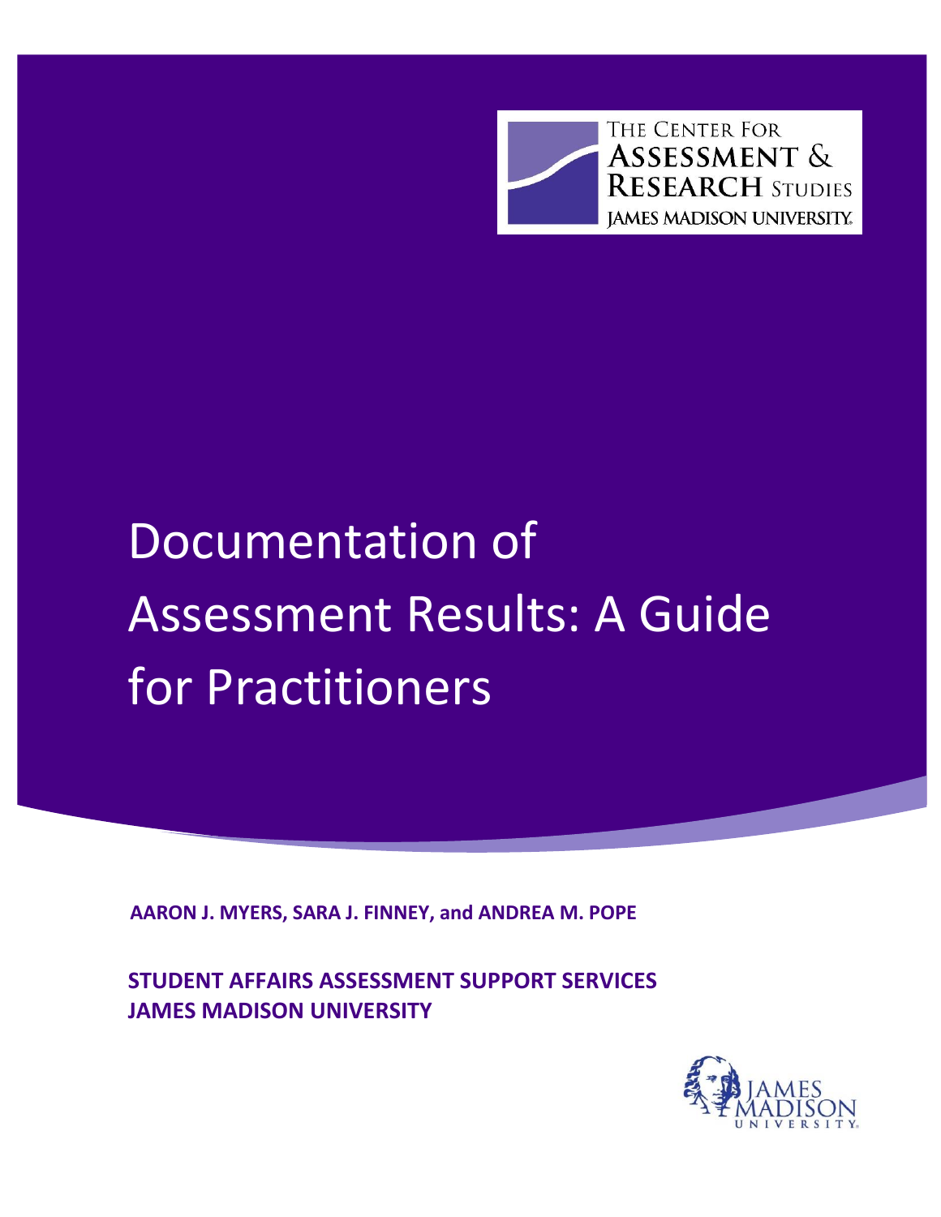THE CENTER FOR ASSESSMENT & RESEARCH STUDIES
JAMES MADISON UNIVERSITY

# Documentation of Assessment Results: A Guide for Practitioners

**AARON J. MYERS, SARA J. FINNEY, and ANDREA M. POPE**

**STUDENT AFFAIRS ASSESSMENT SUPPORT SERVICES**
**JAMES MADISON UNIVERSITY**

JAMES MADISON UNIVERSITY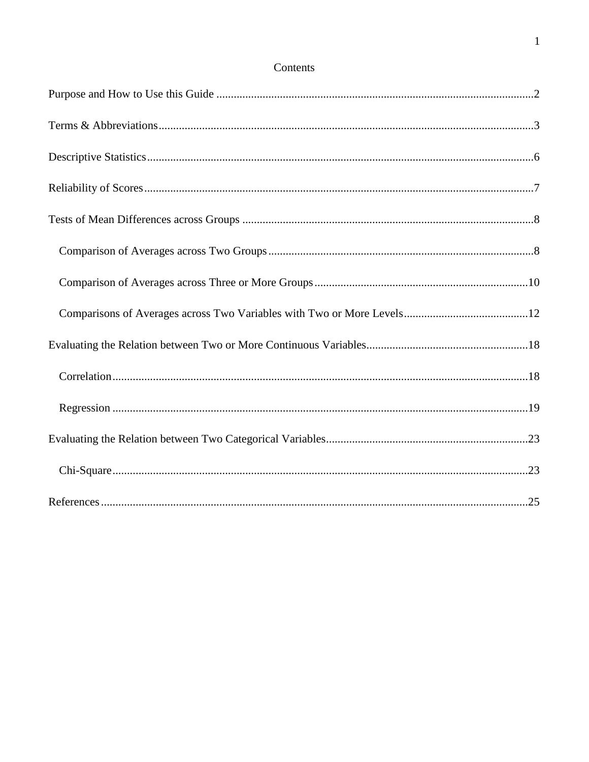# Contents

- Purpose and How to Use this Guide .............................................. 2
- Terms & Abbreviations .............................................. 3
- Descriptive Statistics .............................................. 6
- Reliability of Scores .............................................. 7
- Tests of Mean Differences across Groups .............................................. 8
  - Comparison of Averages across Two Groups .............................................. 8
  - Comparison of Averages across Three or More Groups .............................................. 10
  - Comparisons of Averages across Two Variables with Two or More Levels .............................................. 12
- Evaluating the Relation between Two or More Continuous Variables .............................................. 18
  - Correlation .............................................. 18
  - Regression .............................................. 19
- Evaluating the Relation between Two Categorical Variables .............................................. 23
  - Chi-Square .............................................. 23
- References .............................................. 25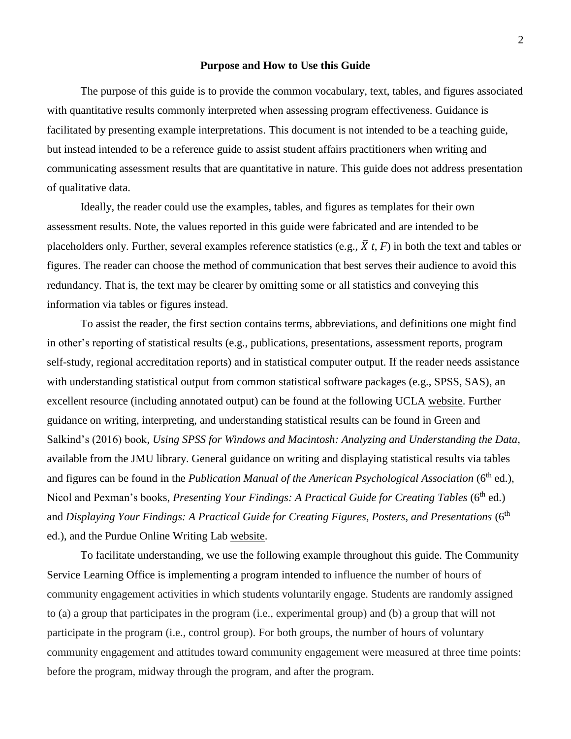## Purpose and How to Use this Guide

The purpose of this guide is to provide the common vocabulary, text, tables, and figures associated with quantitative results commonly interpreted when assessing program effectiveness. Guidance is facilitated by presenting example interpretations. This document is not intended to be a teaching guide, but instead intended to be a reference guide to assist student affairs practitioners when writing and communicating assessment results that are quantitative in nature. This guide does not address presentation of qualitative data.

Ideally, the reader could use the examples, tables, and figures as templates for their own assessment results. Note, the values reported in this guide were fabricated and are intended to be placeholders only. Further, several examples reference statistics (e.g., $\bar{X}$ $t$, $F$) in both the text and tables or figures. The reader can choose the method of communication that best serves their audience to avoid this redundancy. That is, the text may be clearer by omitting some or all statistics and conveying this information via tables or figures instead.

To assist the reader, the first section contains terms, abbreviations, and definitions one might find in other's reporting of statistical results (e.g., publications, presentations, assessment reports, program self-study, regional accreditation reports) and in statistical computer output. If the reader needs assistance with understanding statistical output from common statistical software packages (e.g., SPSS, SAS), an excellent resource (including annotated output) can be found at the following UCLA website. Further guidance on writing, interpreting, and understanding statistical results can be found in Green and Salkind's (2016) book, *Using SPSS for Windows and Macintosh: Analyzing and Understanding the Data*, available from the JMU library. General guidance on writing and displaying statistical results via tables and figures can be found in the *Publication Manual of the American Psychological Association* (6th ed.), Nicol and Pexman's books, *Presenting Your Findings: A Practical Guide for Creating Tables* (6th ed.) and *Displaying Your Findings: A Practical Guide for Creating Figures, Posters, and Presentations* (6th ed.), and the Purdue Online Writing Lab website.

To facilitate understanding, we use the following example throughout this guide. The Community Service Learning Office is implementing a program intended to influence the number of hours of community engagement activities in which students voluntarily engage. Students are randomly assigned to (a) a group that participates in the program (i.e., experimental group) and (b) a group that will not participate in the program (i.e., control group). For both groups, the number of hours of voluntary community engagement and attitudes toward community engagement were measured at three time points: before the program, midway through the program, and after the program.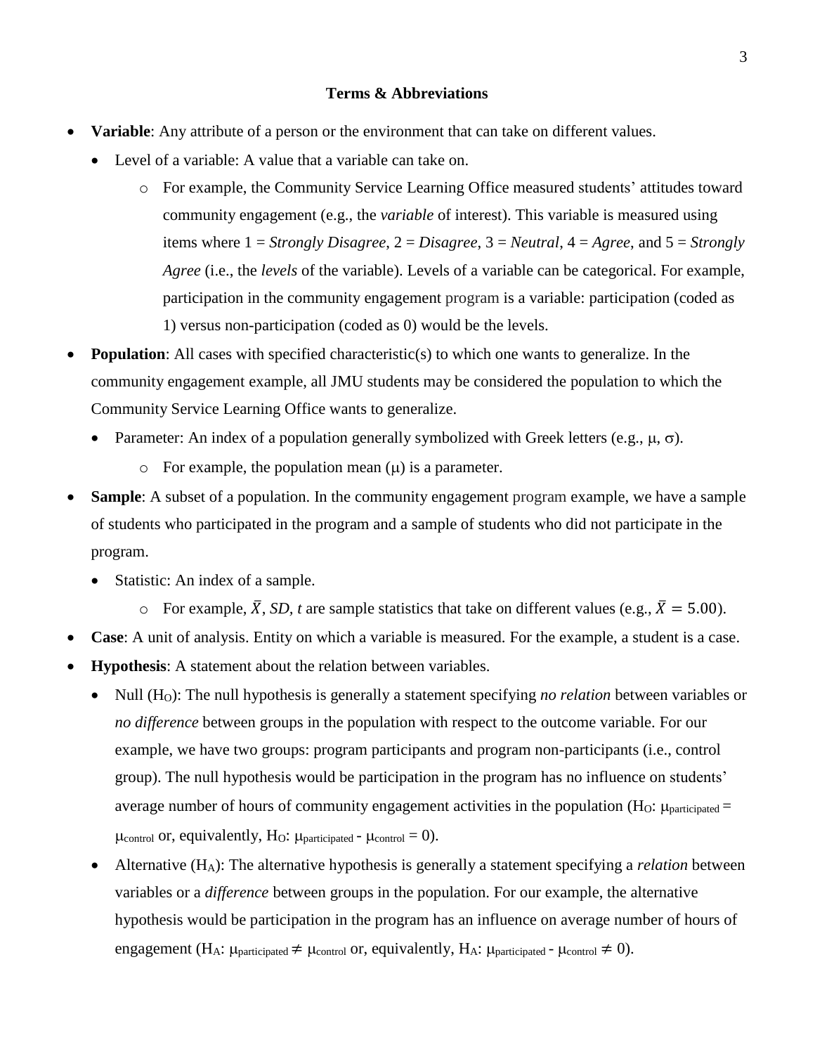**Terms & Abbreviations**

- **Variable**: Any attribute of a person or the environment that can take on different values.
  - Level of a variable: A value that a variable can take on.
    - For example, the Community Service Learning Office measured students' attitudes toward community engagement (e.g., the *variable* of interest). This variable is measured using items where 1 = *Strongly Disagree*, 2 = *Disagree*, 3 = *Neutral*, 4 = *Agree*, and 5 = *Strongly Agree* (i.e., the *levels* of the variable). Levels of a variable can be categorical. For example, participation in the community engagement program is a variable: participation (coded as 1) versus non-participation (coded as 0) would be the levels.
- **Population**: All cases with specified characteristic(s) to which one wants to generalize. In the community engagement example, all JMU students may be considered the population to which the Community Service Learning Office wants to generalize.
  - Parameter: An index of a population generally symbolized with Greek letters (e.g., $\mu$, $\sigma$).
    - For example, the population mean ($\mu$) is a parameter.
- **Sample**: A subset of a population. In the community engagement program example, we have a sample of students who participated in the program and a sample of students who did not participate in the program.
  - Statistic: An index of a sample.
    - For example, $\bar{X}$, *SD*, *t* are sample statistics that take on different values (e.g., $\bar{X} = 5.00$).
- **Case**: A unit of analysis. Entity on which a variable is measured. For the example, a student is a case.
- **Hypothesis**: A statement about the relation between variables.
  - Null ($H_O$): The null hypothesis is generally a statement specifying *no relation* between variables or *no difference* between groups in the population with respect to the outcome variable. For our example, we have two groups: program participants and program non-participants (i.e., control group). The null hypothesis would be participation in the program has no influence on students' average number of hours of community engagement activities in the population ($H_O$: $\mu_{participated} = \mu_{control}$ or, equivalently, $H_O$: $\mu_{participated} - \mu_{control} = 0$).
  - Alternative ($H_A$): The alternative hypothesis is generally a statement specifying a *relation* between variables or a *difference* between groups in the population. For our example, the alternative hypothesis would be participation in the program has an influence on average number of hours of engagement ($H_A$: $\mu_{participated} \neq \mu_{control}$ or, equivalently, $H_A$: $\mu_{participated} - \mu_{control} \neq 0$).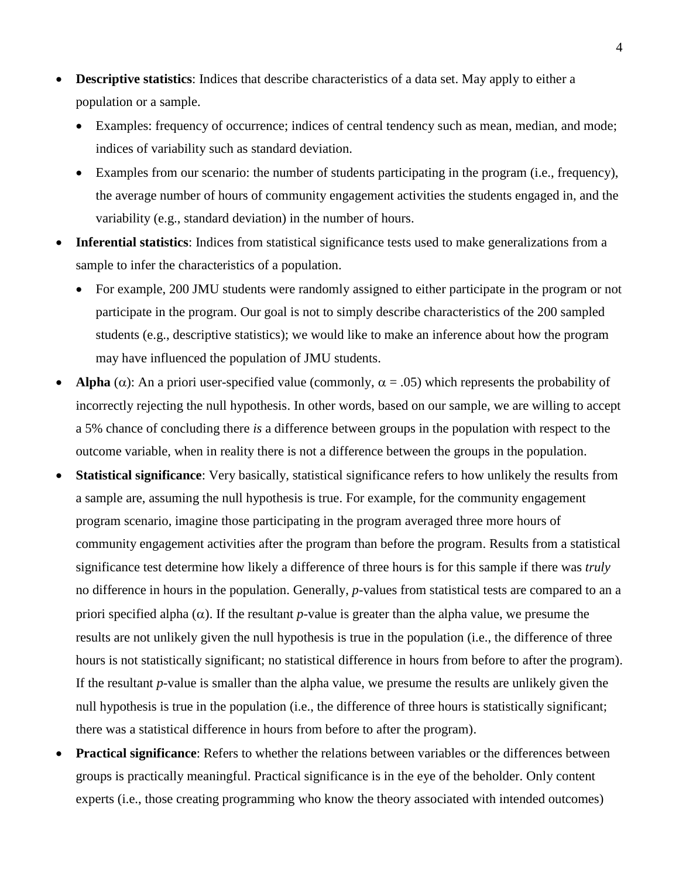- **Descriptive statistics**: Indices that describe characteristics of a data set. May apply to either a population or a sample.
  - Examples: frequency of occurrence; indices of central tendency such as mean, median, and mode; indices of variability such as standard deviation.
  - Examples from our scenario: the number of students participating in the program (i.e., frequency), the average number of hours of community engagement activities the students engaged in, and the variability (e.g., standard deviation) in the number of hours.
- **Inferential statistics**: Indices from statistical significance tests used to make generalizations from a sample to infer the characteristics of a population.
  - For example, 200 JMU students were randomly assigned to either participate in the program or not participate in the program. Our goal is not to simply describe characteristics of the 200 sampled students (e.g., descriptive statistics); we would like to make an inference about how the program may have influenced the population of JMU students.
- **Alpha** ($\alpha$): An a priori user-specified value (commonly, $\alpha = .05$) which represents the probability of incorrectly rejecting the null hypothesis. In other words, based on our sample, we are willing to accept a 5% chance of concluding there *is* a difference between groups in the population with respect to the outcome variable, when in reality there is not a difference between the groups in the population.
- **Statistical significance**: Very basically, statistical significance refers to how unlikely the results from a sample are, assuming the null hypothesis is true. For example, for the community engagement program scenario, imagine those participating in the program averaged three more hours of community engagement activities after the program than before the program. Results from a statistical significance test determine how likely a difference of three hours is for this sample if there was *truly* no difference in hours in the population. Generally, *p*-values from statistical tests are compared to an a priori specified alpha ($\alpha$). If the resultant *p*-value is greater than the alpha value, we presume the results are not unlikely given the null hypothesis is true in the population (i.e., the difference of three hours is not statistically significant; no statistical difference in hours from before to after the program). If the resultant *p*-value is smaller than the alpha value, we presume the results are unlikely given the null hypothesis is true in the population (i.e., the difference of three hours is statistically significant; there was a statistical difference in hours from before to after the program).
- **Practical significance**: Refers to whether the relations between variables or the differences between groups is practically meaningful. Practical significance is in the eye of the beholder. Only content experts (i.e., those creating programming who know the theory associated with intended outcomes)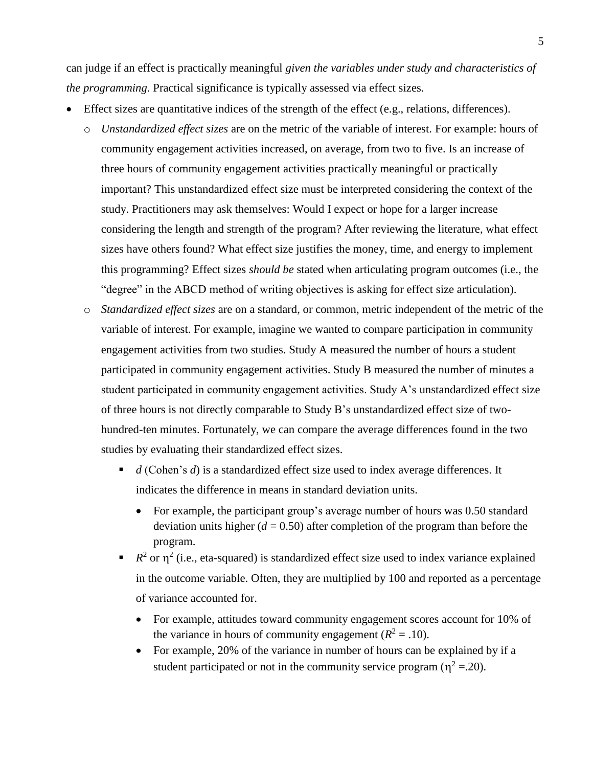can judge if an effect is practically meaningful *given the variables under study and characteristics of the programming*. Practical significance is typically assessed via effect sizes.

- Effect sizes are quantitative indices of the strength of the effect (e.g., relations, differences).
    - *Unstandardized effect sizes* are on the metric of the variable of interest. For example: hours of community engagement activities increased, on average, from two to five. Is an increase of three hours of community engagement activities practically meaningful or practically important? This unstandardized effect size must be interpreted considering the context of the study. Practitioners may ask themselves: Would I expect or hope for a larger increase considering the length and strength of the program? After reviewing the literature, what effect sizes have others found? What effect size justifies the money, time, and energy to implement this programming? Effect sizes *should be* stated when articulating program outcomes (i.e., the "degree" in the ABCD method of writing objectives is asking for effect size articulation).
    - *Standardized effect sizes* are on a standard, or common, metric independent of the metric of the variable of interest. For example, imagine we wanted to compare participation in community engagement activities from two studies. Study A measured the number of hours a student participated in community engagement activities. Study B measured the number of minutes a student participated in community engagement activities. Study A's unstandardized effect size of three hours is not directly comparable to Study B's unstandardized effect size of two-hundred-ten minutes. Fortunately, we can compare the average differences found in the two studies by evaluating their standardized effect sizes.
        - $d$ (Cohen's $d$) is a standardized effect size used to index average differences. It indicates the difference in means in standard deviation units.
            - For example, the participant group's average number of hours was 0.50 standard deviation units higher ($d = 0.50$) after completion of the program than before the program.
        - $R^2$ or $\eta^2$ (i.e., eta-squared) is standardized effect size used to index variance explained in the outcome variable. Often, they are multiplied by 100 and reported as a percentage of variance accounted for.
            - For example, attitudes toward community engagement scores account for 10% of the variance in hours of community engagement ($R^2 = .10$).
            - For example, 20% of the variance in number of hours can be explained by if a student participated or not in the community service program ($\eta^2 = .20$).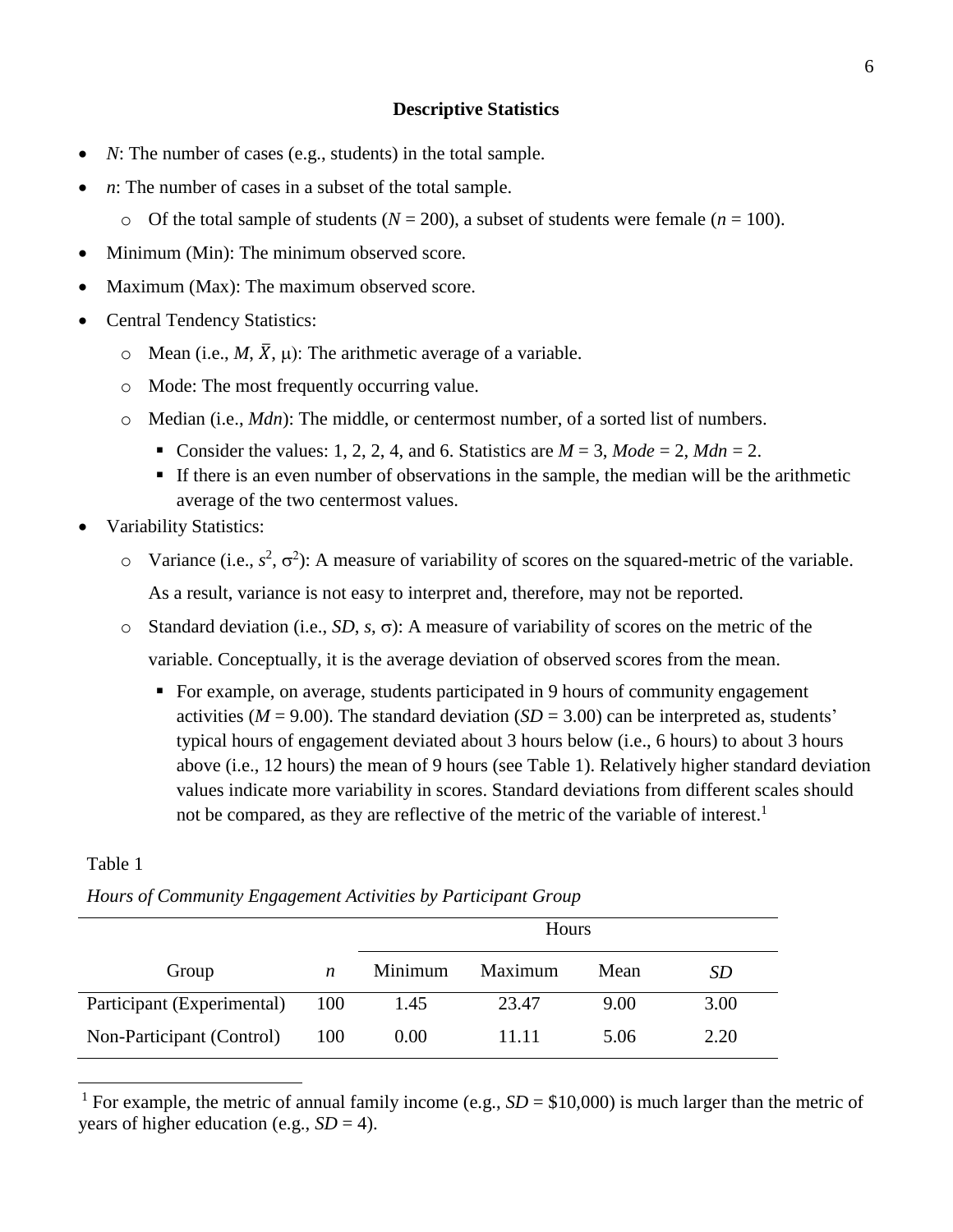## Descriptive Statistics

- *N*: The number of cases (e.g., students) in the total sample.
- *n*: The number of cases in a subset of the total sample.
  - Of the total sample of students ($N = 200$), a subset of students were female ($n = 100$).
- Minimum (Min): The minimum observed score.
- Maximum (Max): The maximum observed score.
- Central Tendency Statistics:
  - Mean (i.e., $M$, $\bar{X}$, $\mu$): The arithmetic average of a variable.
  - Mode: The most frequently occurring value.
  - Median (i.e., *Mdn*): The middle, or centermost number, of a sorted list of numbers.
    - Consider the values: 1, 2, 2, 4, and 6. Statistics are $M = 3$, $Mode = 2$, $Mdn = 2$.
    - If there is an even number of observations in the sample, the median will be the arithmetic average of the two centermost values.
- Variability Statistics:
  - Variance (i.e., $s^2$, $\sigma^2$): A measure of variability of scores on the squared-metric of the variable. As a result, variance is not easy to interpret and, therefore, may not be reported.
  - Standard deviation (i.e., *SD*, $s$, $\sigma$): A measure of variability of scores on the metric of the variable. Conceptually, it is the average deviation of observed scores from the mean.
    - For example, on average, students participated in 9 hours of community engagement activities ($M = 9.00$). The standard deviation ($SD = 3.00$) can be interpreted as, students' typical hours of engagement deviated about 3 hours below (i.e., 6 hours) to about 3 hours above (i.e., 12 hours) the mean of 9 hours (see Table 1). Relatively higher standard deviation values indicate more variability in scores. Standard deviations from different scales should not be compared, as they are reflective of the metric of the variable of interest.[1]

Table 1

*Hours of Community Engagement Activities by Participant Group*

| | | Hours | | | |
|---|---|---|---|---|---|
| Group | *n* | Minimum | Maximum | Mean | *SD* |
| Participant (Experimental) | 100 | 1.45 | 23.47 | 9.00 | 3.00 |
| Non-Participant (Control) | 100 | 0.00 | 11.11 | 5.06 | 2.20 |

[1] For example, the metric of annual family income (e.g., $SD$ = \$10,000) is much larger than the metric of years of higher education (e.g., $SD = 4$).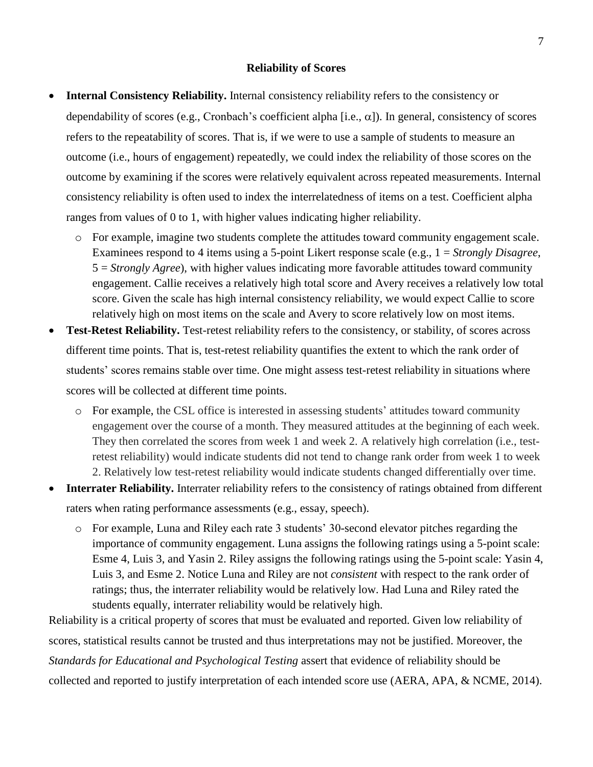## Reliability of Scores

- **Internal Consistency Reliability.** Internal consistency reliability refers to the consistency or dependability of scores (e.g., Cronbach's coefficient alpha [i.e., $\alpha$]). In general, consistency of scores refers to the repeatability of scores. That is, if we were to use a sample of students to measure an outcome (i.e., hours of engagement) repeatedly, we could index the reliability of those scores on the outcome by examining if the scores were relatively equivalent across repeated measurements. Internal consistency reliability is often used to index the interrelatedness of items on a test. Coefficient alpha ranges from values of 0 to 1, with higher values indicating higher reliability.
  - For example, imagine two students complete the attitudes toward community engagement scale. Examinees respond to 4 items using a 5-point Likert response scale (e.g., 1 = *Strongly Disagree*, 5 = *Strongly Agree*), with higher values indicating more favorable attitudes toward community engagement. Callie receives a relatively high total score and Avery receives a relatively low total score. Given the scale has high internal consistency reliability, we would expect Callie to score relatively high on most items on the scale and Avery to score relatively low on most items.
- **Test-Retest Reliability.** Test-retest reliability refers to the consistency, or stability, of scores across different time points. That is, test-retest reliability quantifies the extent to which the rank order of students' scores remains stable over time. One might assess test-retest reliability in situations where scores will be collected at different time points.
  - For example, the CSL office is interested in assessing students' attitudes toward community engagement over the course of a month. They measured attitudes at the beginning of each week. They then correlated the scores from week 1 and week 2. A relatively high correlation (i.e., test-retest reliability) would indicate students did not tend to change rank order from week 1 to week 2. Relatively low test-retest reliability would indicate students changed differentially over time.
- **Interrater Reliability.** Interrater reliability refers to the consistency of ratings obtained from different raters when rating performance assessments (e.g., essay, speech).
  - For example, Luna and Riley each rate 3 students' 30-second elevator pitches regarding the importance of community engagement. Luna assigns the following ratings using a 5-point scale: Esme 4, Luis 3, and Yasin 2. Riley assigns the following ratings using the 5-point scale: Yasin 4, Luis 3, and Esme 2. Notice Luna and Riley are not *consistent* with respect to the rank order of ratings; thus, the interrater reliability would be relatively low. Had Luna and Riley rated the students equally, interrater reliability would be relatively high.

Reliability is a critical property of scores that must be evaluated and reported. Given low reliability of scores, statistical results cannot be trusted and thus interpretations may not be justified. Moreover, the *Standards for Educational and Psychological Testing* assert that evidence of reliability should be collected and reported to justify interpretation of each intended score use (AERA, APA, & NCME, 2014).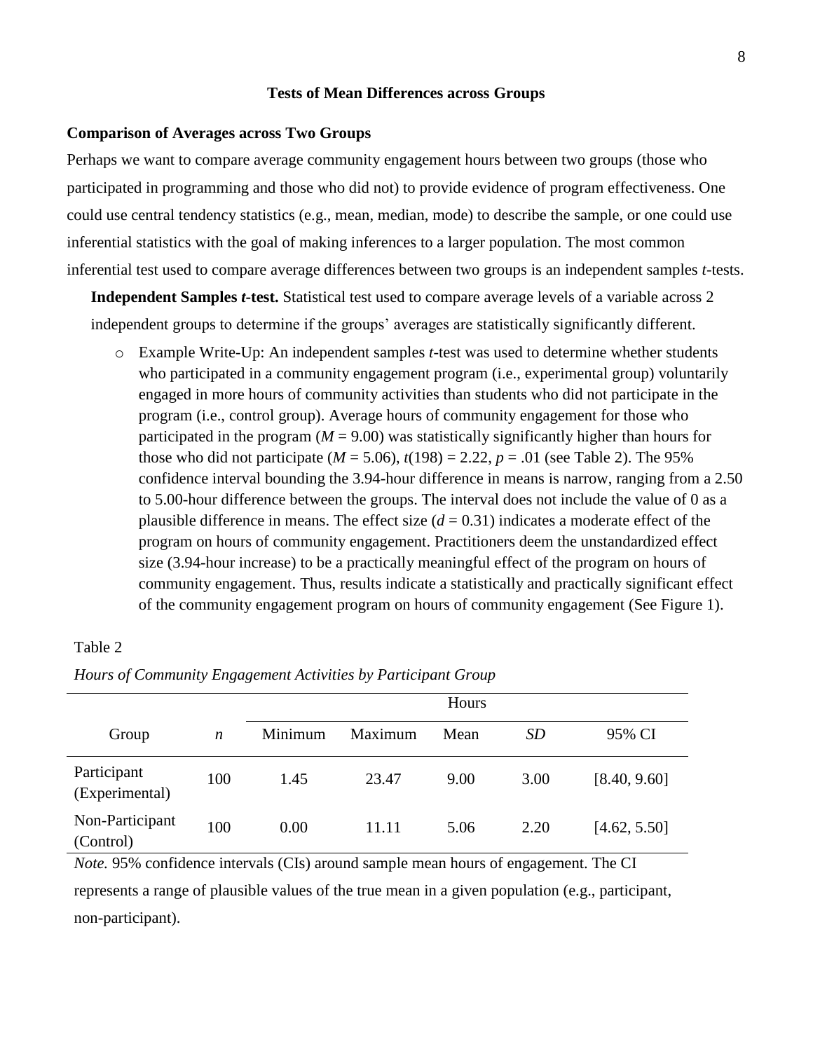## Tests of Mean Differences across Groups

### Comparison of Averages across Two Groups

Perhaps we want to compare average community engagement hours between two groups (those who participated in programming and those who did not) to provide evidence of program effectiveness. One could use central tendency statistics (e.g., mean, median, mode) to describe the sample, or one could use inferential statistics with the goal of making inferences to a larger population. The most common inferential test used to compare average differences between two groups is an independent samples *t*-tests.

**Independent Samples *t*-test.** Statistical test used to compare average levels of a variable across 2 independent groups to determine if the groups' averages are statistically significantly different.

- Example Write-Up: An independent samples *t*-test was used to determine whether students who participated in a community engagement program (i.e., experimental group) voluntarily engaged in more hours of community activities than students who did not participate in the program (i.e., control group). Average hours of community engagement for those who participated in the program ($M$ = 9.00) was statistically significantly higher than hours for those who did not participate ($M$ = 5.06), $t(198) = 2.22$, $p = .01$ (see Table 2). The 95% confidence interval bounding the 3.94-hour difference in means is narrow, ranging from a 2.50 to 5.00-hour difference between the groups. The interval does not include the value of 0 as a plausible difference in means. The effect size ($d = 0.31$) indicates a moderate effect of the program on hours of community engagement. Practitioners deem the unstandardized effect size (3.94-hour increase) to be a practically meaningful effect of the program on hours of community engagement. Thus, results indicate a statistically and practically significant effect of the community engagement program on hours of community engagement (See Figure 1).

Table 2

*Hours of Community Engagement Activities by Participant Group*

| | | Hours | | | | |
|---|---|---|---|---|---|---|
| Group | *n* | Minimum | Maximum | Mean | *SD* | 95% CI |
| Participant (Experimental) | 100 | 1.45 | 23.47 | 9.00 | 3.00 | [8.40, 9.60] |
| Non-Participant (Control) | 100 | 0.00 | 11.11 | 5.06 | 2.20 | [4.62, 5.50] |

*Note.* 95% confidence intervals (CIs) around sample mean hours of engagement. The CI represents a range of plausible values of the true mean in a given population (e.g., participant, non-participant).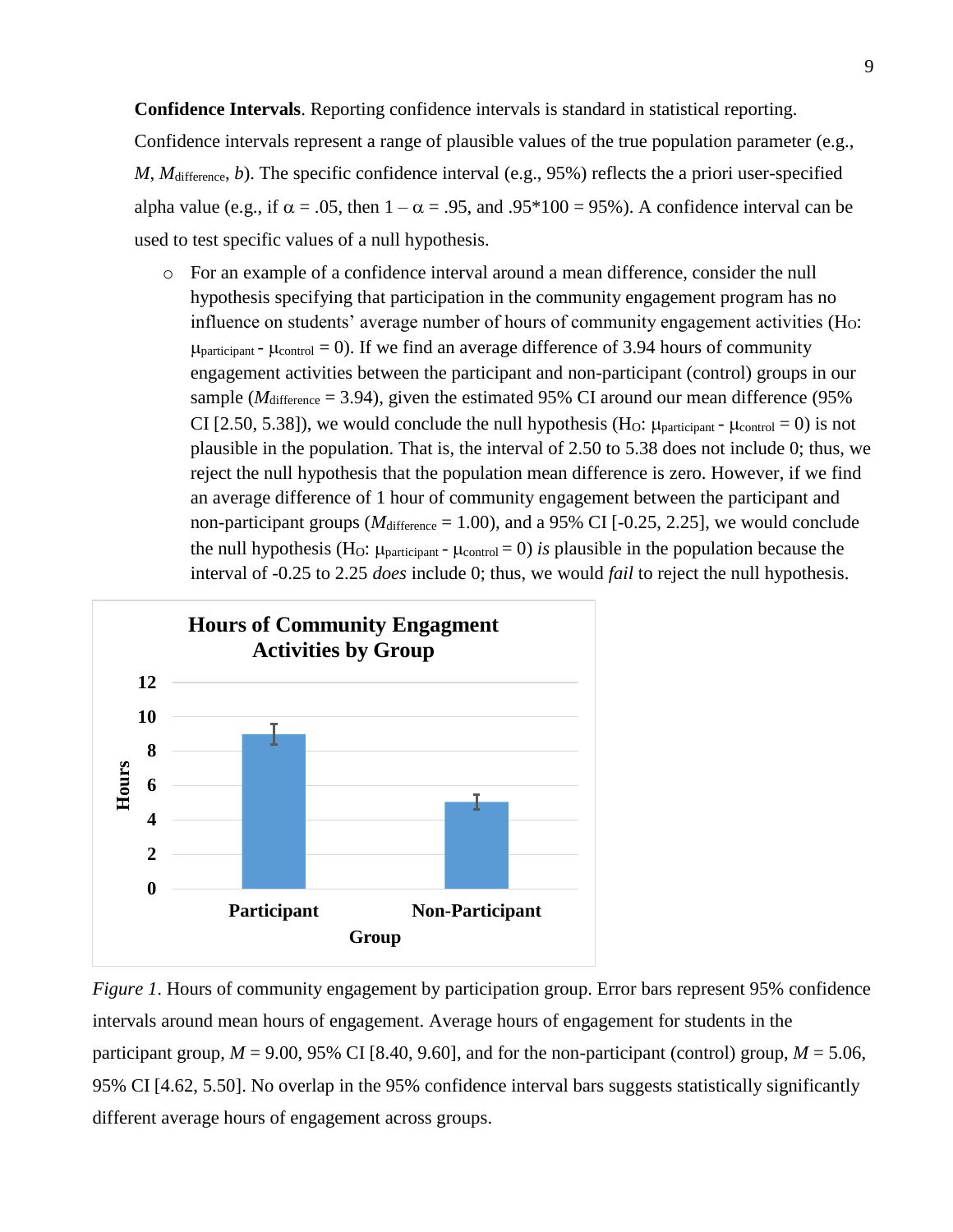**Confidence Intervals**. Reporting confidence intervals is standard in statistical reporting. Confidence intervals represent a range of plausible values of the true population parameter (e.g., $M$, $M_{\text{difference}}$, $b$). The specific confidence interval (e.g., 95%) reflects the a priori user-specified alpha value (e.g., if $\alpha = .05$, then $1 - \alpha = .95$, and $.95*100 = 95\%$). A confidence interval can be used to test specific values of a null hypothesis.

- For an example of a confidence interval around a mean difference, consider the null hypothesis specifying that participation in the community engagement program has no influence on students' average number of hours of community engagement activities ($H_O$: $\mu_{\text{participant}} - \mu_{\text{control}} = 0$). If we find an average difference of 3.94 hours of community engagement activities between the participant and non-participant (control) groups in our sample ($M_{\text{difference}} = 3.94$), given the estimated 95% CI around our mean difference (95% CI [2.50, 5.38]), we would conclude the null hypothesis ($H_O$: $\mu_{\text{participant}} - \mu_{\text{control}} = 0$) is not plausible in the population. That is, the interval of 2.50 to 5.38 does not include 0; thus, we reject the null hypothesis that the population mean difference is zero. However, if we find an average difference of 1 hour of community engagement between the participant and non-participant groups ($M_{\text{difference}} = 1.00$), and a 95% CI [-0.25, 2.25], we would conclude the null hypothesis ($H_O$: $\mu_{\text{participant}} - \mu_{\text{control}} = 0$) *is* plausible in the population because the interval of -0.25 to 2.25 *does* include 0; thus, we would *fail* to reject the null hypothesis.

**Hours of Community Engagment Activities by Group**

| Group | Hours |
|---|---|
| Participant | 9.00 |
| Non-Participant | 5.06 |

*Figure 1*. Hours of community engagement by participation group. Error bars represent 95% confidence intervals around mean hours of engagement. Average hours of engagement for students in the participant group, $M = 9.00$, 95% CI [8.40, 9.60], and for the non-participant (control) group, $M = 5.06$, 95% CI [4.62, 5.50]. No overlap in the 95% confidence interval bars suggests statistically significantly different average hours of engagement across groups.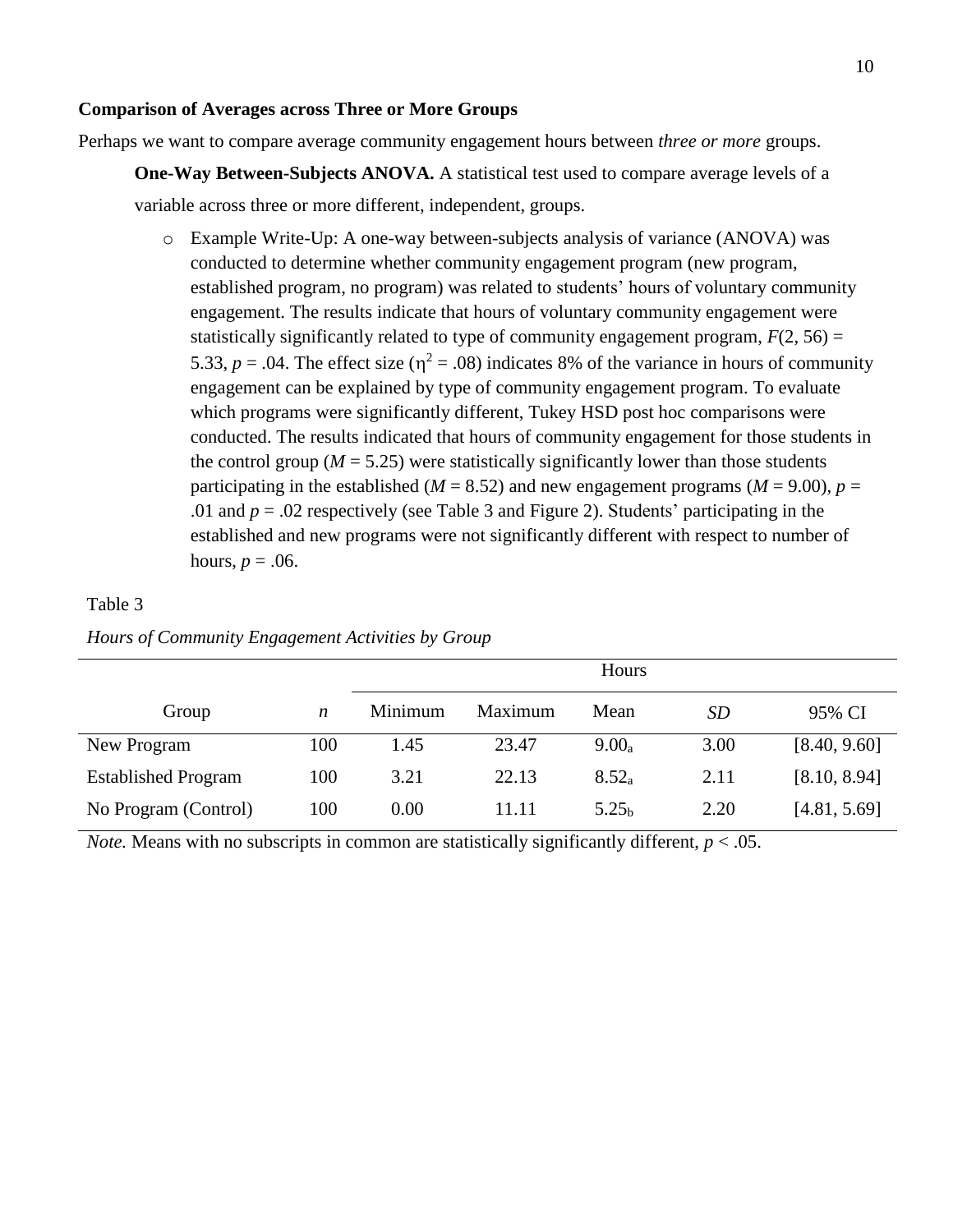**Comparison of Averages across Three or More Groups**

Perhaps we want to compare average community engagement hours between *three or more* groups.

**One-Way Between-Subjects ANOVA.** A statistical test used to compare average levels of a variable across three or more different, independent, groups.

- Example Write-Up: A one-way between-subjects analysis of variance (ANOVA) was conducted to determine whether community engagement program (new program, established program, no program) was related to students' hours of voluntary community engagement. The results indicate that hours of voluntary community engagement were statistically significantly related to type of community engagement program, $F(2, 56) = 5.33$, $p = .04$. The effect size ($\eta^2 = .08$) indicates 8% of the variance in hours of community engagement can be explained by type of community engagement program. To evaluate which programs were significantly different, Tukey HSD post hoc comparisons were conducted. The results indicated that hours of community engagement for those students in the control group ($M = 5.25$) were statistically significantly lower than those students participating in the established ($M = 8.52$) and new engagement programs ($M = 9.00$), $p = .01$ and $p = .02$ respectively (see Table 3 and Figure 2). Students' participating in the established and new programs were not significantly different with respect to number of hours, $p = .06$.

Table 3

*Hours of Community Engagement Activities by Group*

| | | Hours | | | | |
|---|---|---|---|---|---|---|
| Group | *n* | Minimum | Maximum | Mean | *SD* | 95% CI |
| New Program | 100 | 1.45 | 23.47 | $9.00_a$ | 3.00 | [8.40, 9.60] |
| Established Program | 100 | 3.21 | 22.13 | $8.52_a$ | 2.11 | [8.10, 8.94] |
| No Program (Control) | 100 | 0.00 | 11.11 | $5.25_b$ | 2.20 | [4.81, 5.69] |

*Note.* Means with no subscripts in common are statistically significantly different, $p < .05$.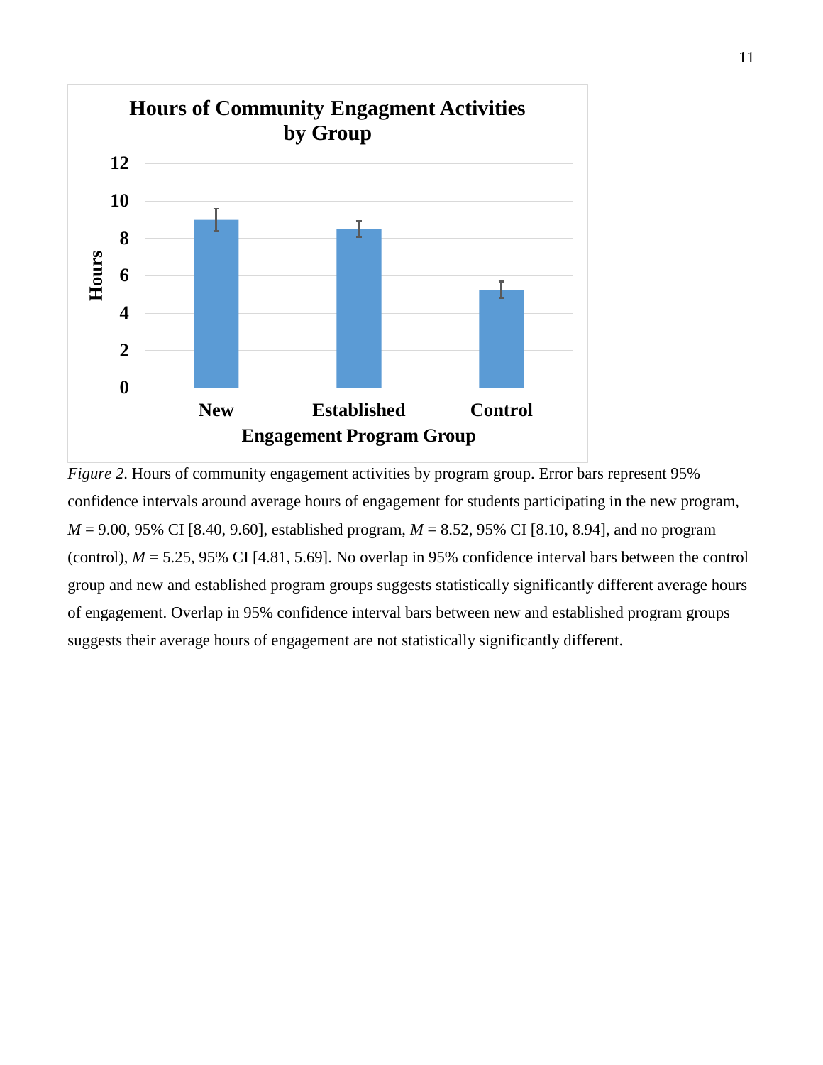*Figure 2*. Hours of community engagement activities by program group. Error bars represent 95% confidence intervals around average hours of engagement for students participating in the new program, $M$ = 9.00, 95% CI [8.40, 9.60], established program, $M$ = 8.52, 95% CI [8.10, 8.94], and no program (control), $M$ = 5.25, 95% CI [4.81, 5.69]. No overlap in 95% confidence interval bars between the control group and new and established program groups suggests statistically significantly different average hours of engagement. Overlap in 95% confidence interval bars between new and established program groups suggests their average hours of engagement are not statistically significantly different.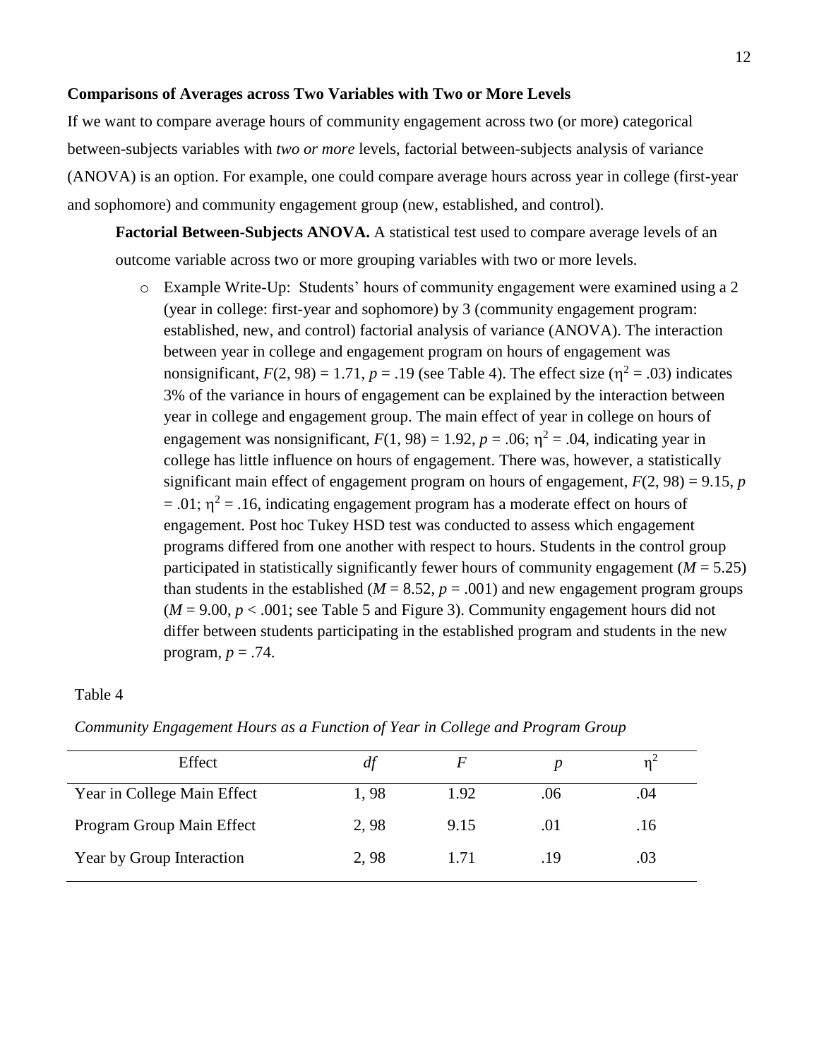### Comparisons of Averages across Two Variables with Two or More Levels

If we want to compare average hours of community engagement across two (or more) categorical between-subjects variables with *two or more* levels, factorial between-subjects analysis of variance (ANOVA) is an option. For example, one could compare average hours across year in college (first-year and sophomore) and community engagement group (new, established, and control).

**Factorial Between-Subjects ANOVA.** A statistical test used to compare average levels of an outcome variable across two or more grouping variables with two or more levels.

- Example Write-Up: Students' hours of community engagement were examined using a 2 (year in college: first-year and sophomore) by 3 (community engagement program: established, new, and control) factorial analysis of variance (ANOVA). The interaction between year in college and engagement program on hours of engagement was nonsignificant, $F(2, 98) = 1.71$, $p = .19$ (see Table 4). The effect size ($\eta^2 = .03$) indicates 3% of the variance in hours of engagement can be explained by the interaction between year in college and engagement group. The main effect of year in college on hours of engagement was nonsignificant, $F(1, 98) = 1.92$, $p = .06$; $\eta^2 = .04$, indicating year in college has little influence on hours of engagement. There was, however, a statistically significant main effect of engagement program on hours of engagement, $F(2, 98) = 9.15$, $p = .01$; $\eta^2 = .16$, indicating engagement program has a moderate effect on hours of engagement. Post hoc Tukey HSD test was conducted to assess which engagement programs differed from one another with respect to hours. Students in the control group participated in statistically significantly fewer hours of community engagement ($M = 5.25$) than students in the established ($M = 8.52$, $p = .001$) and new engagement program groups ($M = 9.00$, $p < .001$; see Table 5 and Figure 3). Community engagement hours did not differ between students participating in the established program and students in the new program, $p = .74$.

Table 4

*Community Engagement Hours as a Function of Year in College and Program Group*

| Effect | *df* | *F* | *p* | $\eta^2$ |
|---|---|---|---|---|
| Year in College Main Effect | 1, 98 | 1.92 | .06 | .04 |
| Program Group Main Effect | 2, 98 | 9.15 | .01 | .16 |
| Year by Group Interaction | 2, 98 | 1.71 | .19 | .03 |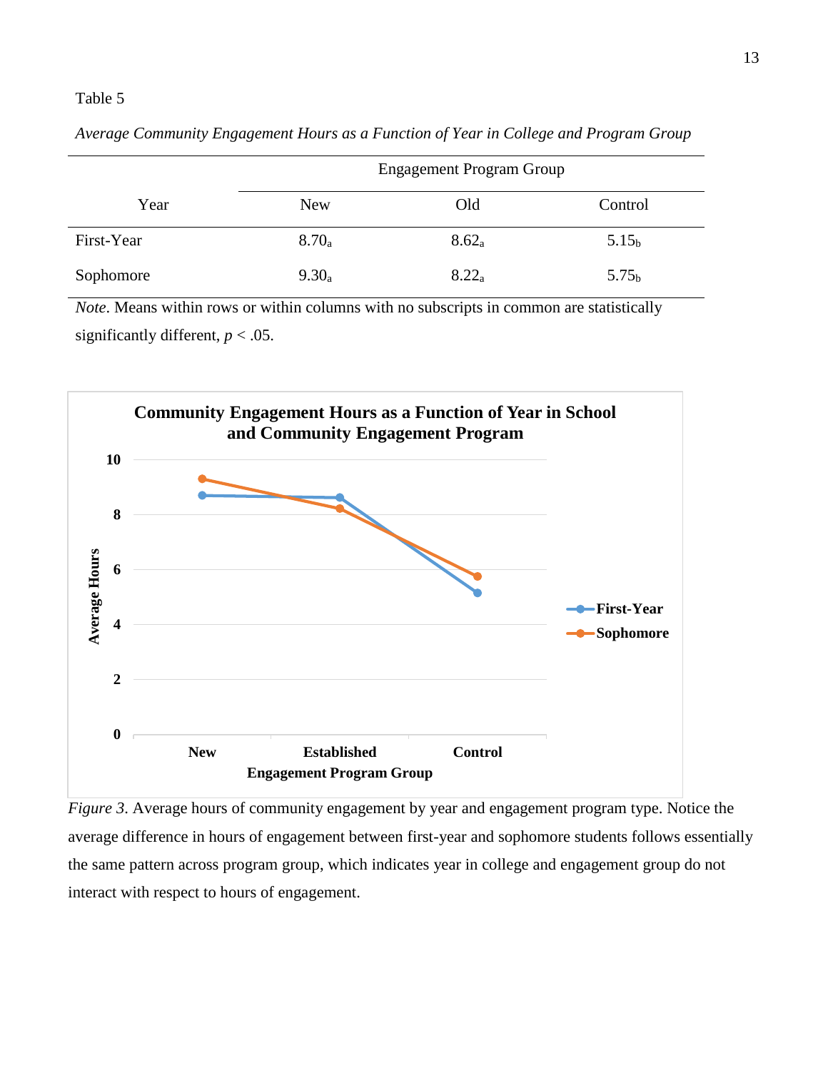Table 5

*Average Community Engagement Hours as a Function of Year in College and Program Group*

| Year | Engagement Program Group | | |
|---|---|---|---|
| | New | Old | Control |
| First-Year | $8.70_a$ | $8.62_a$ | $5.15_b$ |
| Sophomore | $9.30_a$ | $8.22_a$ | $5.75_b$ |

*Note*. Means within rows or within columns with no subscripts in common are statistically significantly different, $p < .05$.

*Figure 3*. Average hours of community engagement by year and engagement program type. Notice the average difference in hours of engagement between first-year and sophomore students follows essentially the same pattern across program group, which indicates year in college and engagement group do not interact with respect to hours of engagement.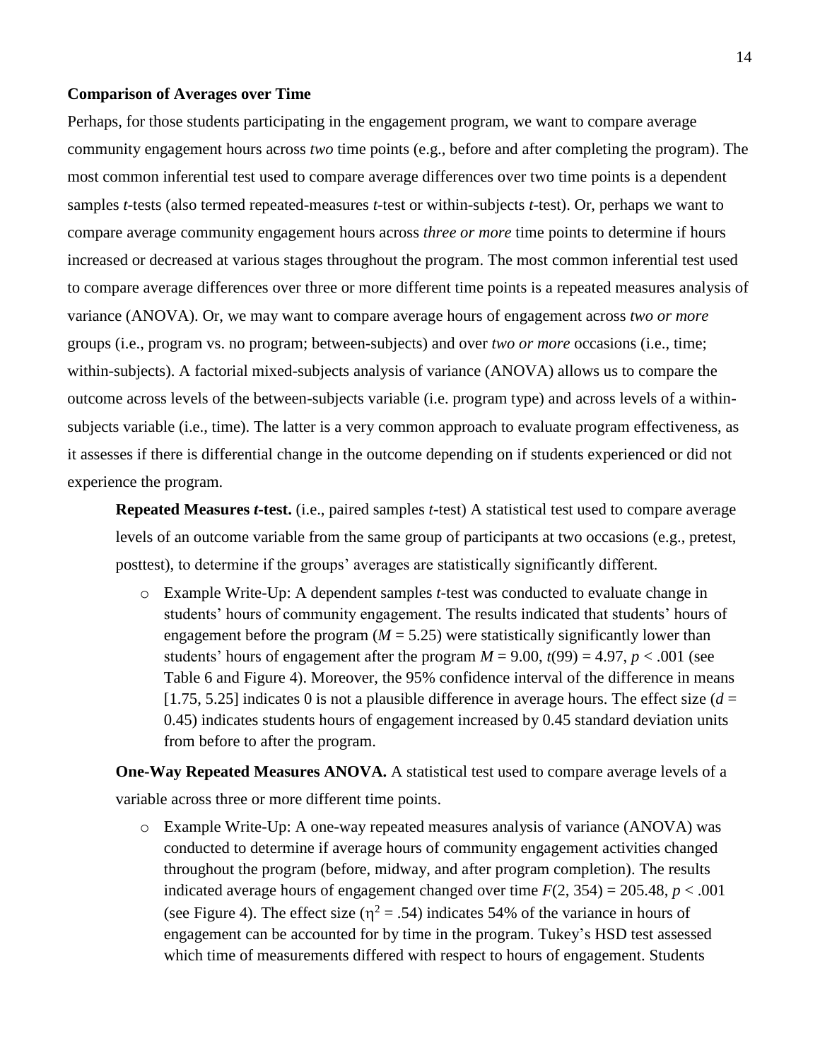**Comparison of Averages over Time**

Perhaps, for those students participating in the engagement program, we want to compare average community engagement hours across *two* time points (e.g., before and after completing the program). The most common inferential test used to compare average differences over two time points is a dependent samples *t*-tests (also termed repeated-measures *t*-test or within-subjects *t*-test). Or, perhaps we want to compare average community engagement hours across *three or more* time points to determine if hours increased or decreased at various stages throughout the program. The most common inferential test used to compare average differences over three or more different time points is a repeated measures analysis of variance (ANOVA). Or, we may want to compare average hours of engagement across *two or more* groups (i.e., program vs. no program; between-subjects) and over *two or more* occasions (i.e., time; within-subjects). A factorial mixed-subjects analysis of variance (ANOVA) allows us to compare the outcome across levels of the between-subjects variable (i.e. program type) and across levels of a within-subjects variable (i.e., time). The latter is a very common approach to evaluate program effectiveness, as it assesses if there is differential change in the outcome depending on if students experienced or did not experience the program.

**Repeated Measures *t*-test.** (i.e., paired samples *t*-test) A statistical test used to compare average levels of an outcome variable from the same group of participants at two occasions (e.g., pretest, posttest), to determine if the groups' averages are statistically significantly different.

- Example Write-Up: A dependent samples *t*-test was conducted to evaluate change in students' hours of community engagement. The results indicated that students' hours of engagement before the program ($M = 5.25$) were statistically significantly lower than students' hours of engagement after the program $M = 9.00$, $t(99) = 4.97$, $p < .001$ (see Table 6 and Figure 4). Moreover, the 95% confidence interval of the difference in means [1.75, 5.25] indicates 0 is not a plausible difference in average hours. The effect size ($d = 0.45$) indicates students hours of engagement increased by 0.45 standard deviation units from before to after the program.

**One-Way Repeated Measures ANOVA.** A statistical test used to compare average levels of a variable across three or more different time points.

- Example Write-Up: A one-way repeated measures analysis of variance (ANOVA) was conducted to determine if average hours of community engagement activities changed throughout the program (before, midway, and after program completion). The results indicated average hours of engagement changed over time $F(2, 354) = 205.48$, $p < .001$ (see Figure 4). The effect size ($\eta^2 = .54$) indicates 54% of the variance in hours of engagement can be accounted for by time in the program. Tukey's HSD test assessed which time of measurements differed with respect to hours of engagement. Students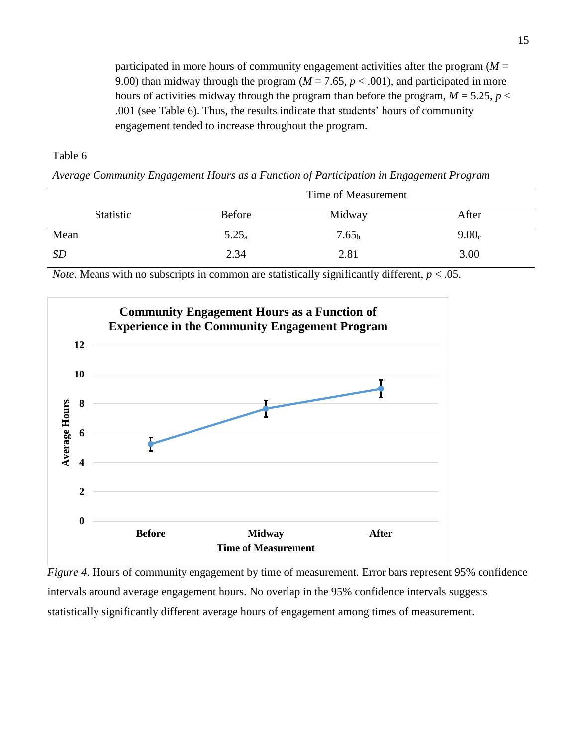participated in more hours of community engagement activities after the program (*M* = 9.00) than midway through the program (*M* = 7.65, $p < .001$), and participated in more hours of activities midway through the program than before the program, *M* = 5.25, $p < .001$ (see Table 6). Thus, the results indicate that students' hours of community engagement tended to increase throughout the program.

Table 6

*Average Community Engagement Hours as a Function of Participation in Engagement Program*

| | Time of Measurement | | |
|---|---|---|---|
| Statistic | Before | Midway | After |
| Mean | $5.25_a$ | $7.65_b$ | $9.00_c$ |
| *SD* | 2.34 | 2.81 | 3.00 |

*Note*. Means with no subscripts in common are statistically significantly different, $p < .05$.

*Figure 4*. Hours of community engagement by time of measurement. Error bars represent 95% confidence intervals around average engagement hours. No overlap in the 95% confidence intervals suggests statistically significantly different average hours of engagement among times of measurement.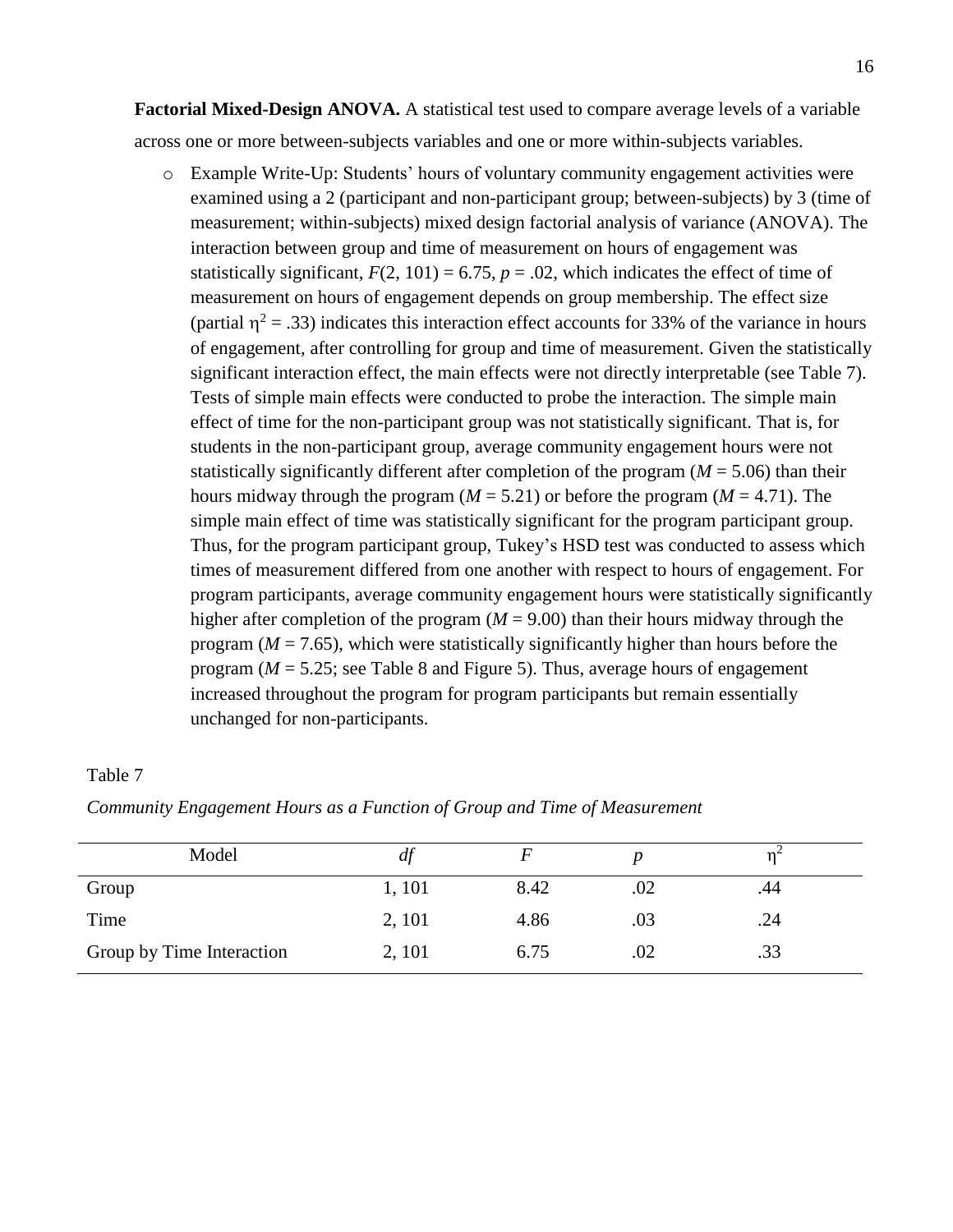**Factorial Mixed-Design ANOVA.** A statistical test used to compare average levels of a variable across one or more between-subjects variables and one or more within-subjects variables.

- Example Write-Up: Students' hours of voluntary community engagement activities were examined using a 2 (participant and non-participant group; between-subjects) by 3 (time of measurement; within-subjects) mixed design factorial analysis of variance (ANOVA). The interaction between group and time of measurement on hours of engagement was statistically significant, $F(2, 101) = 6.75$, $p = .02$, which indicates the effect of time of measurement on hours of engagement depends on group membership. The effect size (partial $\eta^2 = .33$) indicates this interaction effect accounts for 33% of the variance in hours of engagement, after controlling for group and time of measurement. Given the statistically significant interaction effect, the main effects were not directly interpretable (see Table 7). Tests of simple main effects were conducted to probe the interaction. The simple main effect of time for the non-participant group was not statistically significant. That is, for students in the non-participant group, average community engagement hours were not statistically significantly different after completion of the program ($M = 5.06$) than their hours midway through the program ($M = 5.21$) or before the program ($M = 4.71$). The simple main effect of time was statistically significant for the program participant group. Thus, for the program participant group, Tukey's HSD test was conducted to assess which times of measurement differed from one another with respect to hours of engagement. For program participants, average community engagement hours were statistically significantly higher after completion of the program ($M = 9.00$) than their hours midway through the program ($M = 7.65$), which were statistically significantly higher than hours before the program ($M = 5.25$; see Table 8 and Figure 5). Thus, average hours of engagement increased throughout the program for program participants but remain essentially unchanged for non-participants.

Table 7

*Community Engagement Hours as a Function of Group and Time of Measurement*

| Model | *df* | *F* | *p* | $\eta^2$ |
|---|---|---|---|---|
| Group | 1, 101 | 8.42 | .02 | .44 |
| Time | 2, 101 | 4.86 | .03 | .24 |
| Group by Time Interaction | 2, 101 | 6.75 | .02 | .33 |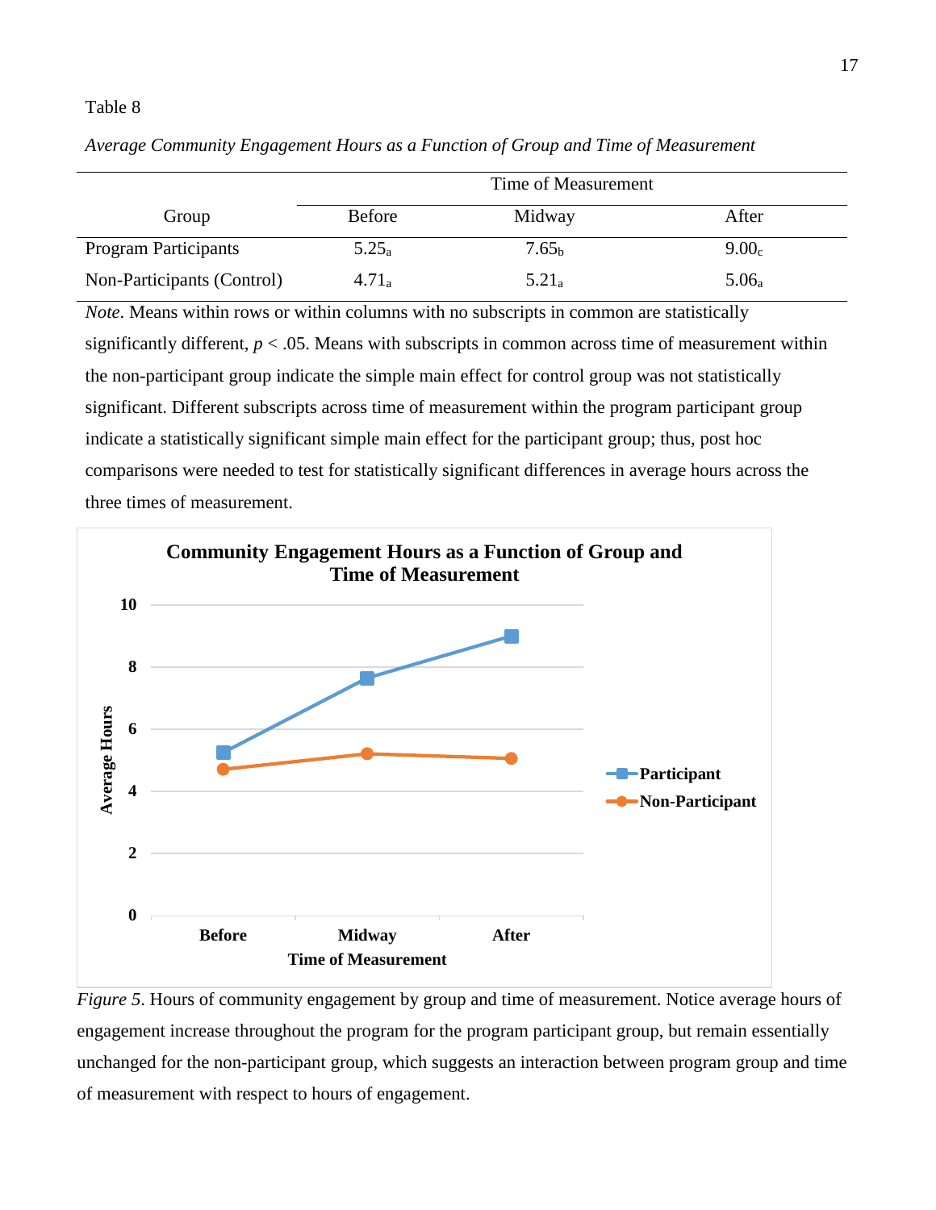Table 8

*Average Community Engagement Hours as a Function of Group and Time of Measurement*

| Group | Time of Measurement | | |
|---|---|---|---|
| | Before | Midway | After |
| Program Participants | $5.25_a$ | $7.65_b$ | $9.00_c$ |
| Non-Participants (Control) | $4.71_a$ | $5.21_a$ | $5.06_a$ |

*Note*. Means within rows or within columns with no subscripts in common are statistically significantly different, $p < .05$. Means with subscripts in common across time of measurement within the non-participant group indicate the simple main effect for control group was not statistically significant. Different subscripts across time of measurement within the program participant group indicate a statistically significant simple main effect for the participant group; thus, post hoc comparisons were needed to test for statistically significant differences in average hours across the three times of measurement.

*Figure 5*. Hours of community engagement by group and time of measurement. Notice average hours of engagement increase throughout the program for the program participant group, but remain essentially unchanged for the non-participant group, which suggests an interaction between program group and time of measurement with respect to hours of engagement.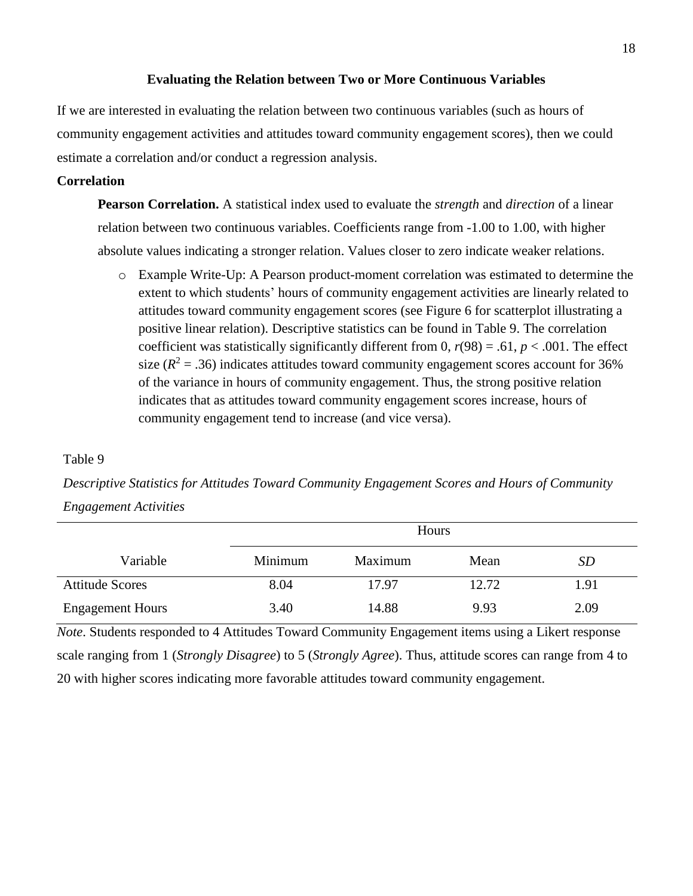## Evaluating the Relation between Two or More Continuous Variables

If we are interested in evaluating the relation between two continuous variables (such as hours of community engagement activities and attitudes toward community engagement scores), then we could estimate a correlation and/or conduct a regression analysis.

### Correlation

**Pearson Correlation.** A statistical index used to evaluate the *strength* and *direction* of a linear relation between two continuous variables. Coefficients range from -1.00 to 1.00, with higher absolute values indicating a stronger relation. Values closer to zero indicate weaker relations.

- Example Write-Up: A Pearson product-moment correlation was estimated to determine the extent to which students' hours of community engagement activities are linearly related to attitudes toward community engagement scores (see Figure 6 for scatterplot illustrating a positive linear relation). Descriptive statistics can be found in Table 9. The correlation coefficient was statistically significantly different from 0, $r(98) = .61$, $p < .001$. The effect size ($R^2 = .36$) indicates attitudes toward community engagement scores account for 36% of the variance in hours of community engagement. Thus, the strong positive relation indicates that as attitudes toward community engagement scores increase, hours of community engagement tend to increase (and vice versa).

Table 9

*Descriptive Statistics for Attitudes Toward Community Engagement Scores and Hours of Community Engagement Activities*

| | Hours | | | |
|---|---|---|---|---|
| Variable | Minimum | Maximum | Mean | *SD* |
| Attitude Scores | 8.04 | 17.97 | 12.72 | 1.91 |
| Engagement Hours | 3.40 | 14.88 | 9.93 | 2.09 |

*Note*. Students responded to 4 Attitudes Toward Community Engagement items using a Likert response scale ranging from 1 (*Strongly Disagree*) to 5 (*Strongly Agree*). Thus, attitude scores can range from 4 to 20 with higher scores indicating more favorable attitudes toward community engagement.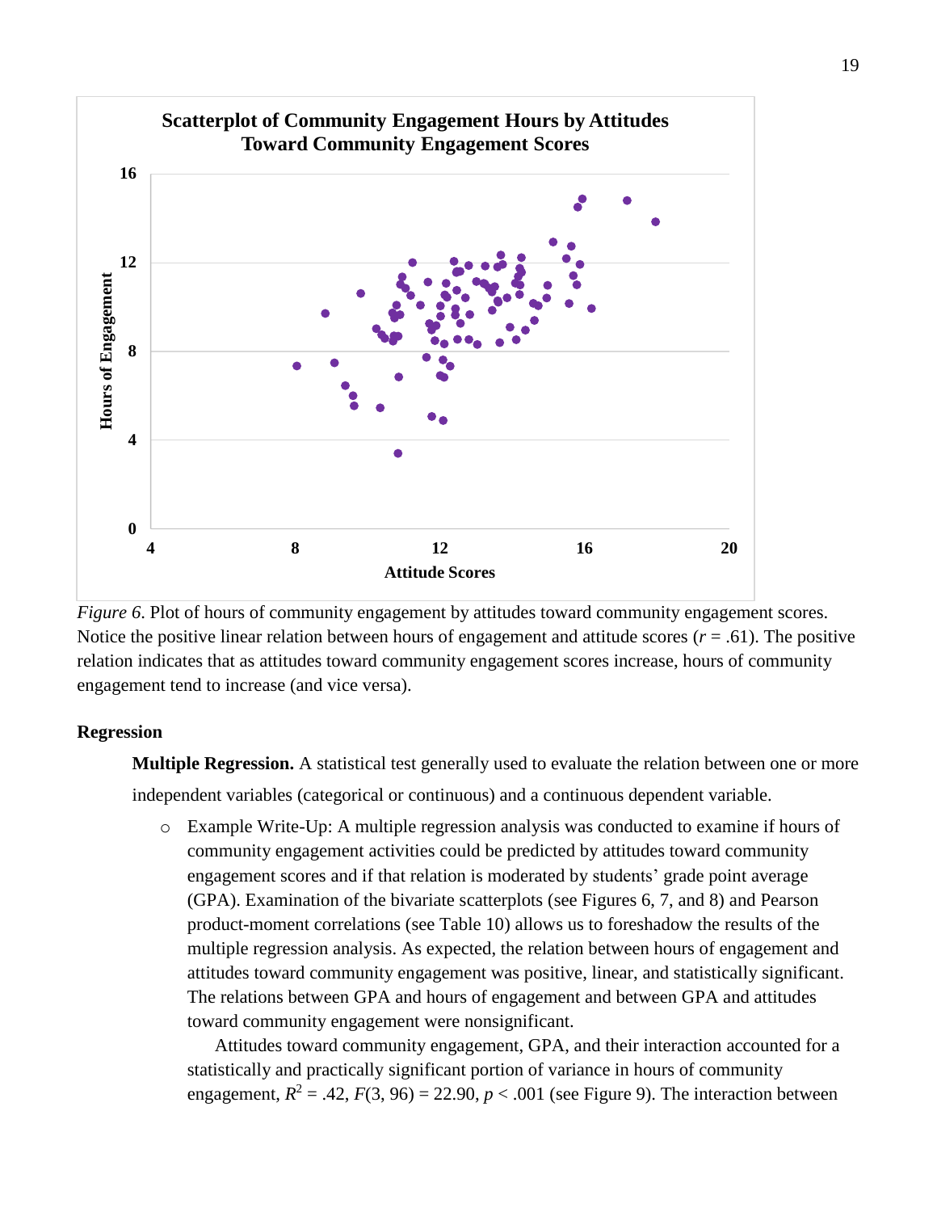*Figure 6*. Plot of hours of community engagement by attitudes toward community engagement scores. Notice the positive linear relation between hours of engagement and attitude scores ($r = .61$). The positive relation indicates that as attitudes toward community engagement scores increase, hours of community engagement tend to increase (and vice versa).

### Regression

**Multiple Regression.** A statistical test generally used to evaluate the relation between one or more independent variables (categorical or continuous) and a continuous dependent variable.

- Example Write-Up: A multiple regression analysis was conducted to examine if hours of community engagement activities could be predicted by attitudes toward community engagement scores and if that relation is moderated by students' grade point average (GPA). Examination of the bivariate scatterplots (see Figures 6, 7, and 8) and Pearson product-moment correlations (see Table 10) allows us to foreshadow the results of the multiple regression analysis. As expected, the relation between hours of engagement and attitudes toward community engagement was positive, linear, and statistically significant. The relations between GPA and hours of engagement and between GPA and attitudes toward community engagement were nonsignificant.

  Attitudes toward community engagement, GPA, and their interaction accounted for a statistically and practically significant portion of variance in hours of community engagement, $R^2 = .42$, $F(3, 96) = 22.90$, $p < .001$ (see Figure 9). The interaction between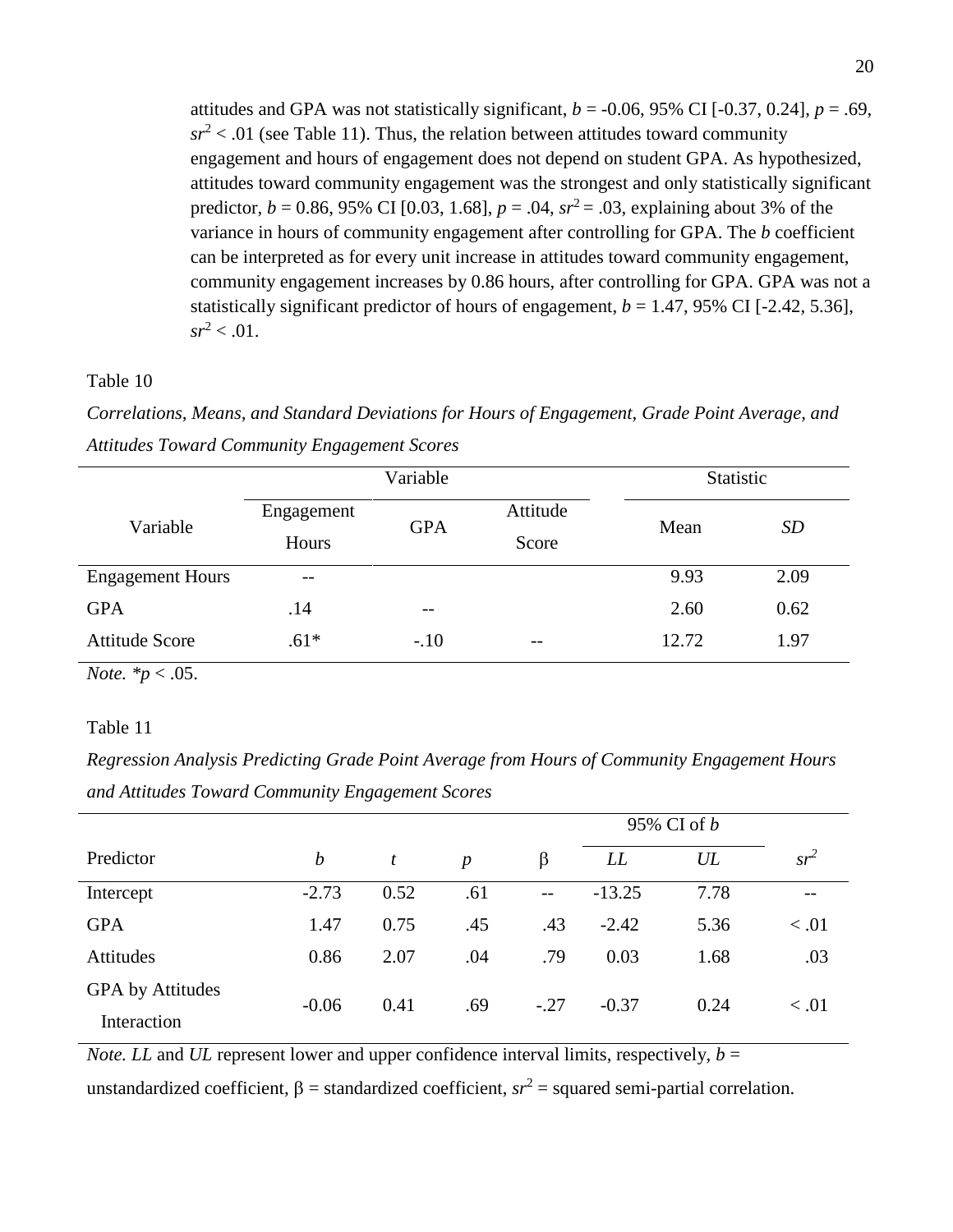attitudes and GPA was not statistically significant, *b* = -0.06, 95% CI [-0.37, 0.24], *p* = .69, $sr^2$ < .01 (see Table 11). Thus, the relation between attitudes toward community engagement and hours of engagement does not depend on student GPA. As hypothesized, attitudes toward community engagement was the strongest and only statistically significant predictor, *b* = 0.86, 95% CI [0.03, 1.68], *p* = .04, $sr^2$ = .03, explaining about 3% of the variance in hours of community engagement after controlling for GPA. The *b* coefficient can be interpreted as for every unit increase in attitudes toward community engagement, community engagement increases by 0.86 hours, after controlling for GPA. GPA was not a statistically significant predictor of hours of engagement, *b* = 1.47, 95% CI [-2.42, 5.36], $sr^2$ < .01.

Table 10

*Correlations, Means, and Standard Deviations for Hours of Engagement, Grade Point Average, and Attitudes Toward Community Engagement Scores*

| Variable | Variable | | | Statistic | |
|---|---|---|---|---|---|
| | Engagement Hours | GPA | Attitude Score | Mean | *SD* |
| Engagement Hours | -- | | | 9.93 | 2.09 |
| GPA | .14 | -- | | 2.60 | 0.62 |
| Attitude Score | .61* | -.10 | -- | 12.72 | 1.97 |

*Note.* **p* < .05.

Table 11

*Regression Analysis Predicting Grade Point Average from Hours of Community Engagement Hours and Attitudes Toward Community Engagement Scores*

| Predictor | *b* | *t* | *p* | β | 95% CI of *b* *LL* | *UL* | $sr^2$ |
|---|---|---|---|---|---|---|---|
| Intercept | -2.73 | 0.52 | .61 | -- | -13.25 | 7.78 | -- |
| GPA | 1.47 | 0.75 | .45 | .43 | -2.42 | 5.36 | < .01 |
| Attitudes | 0.86 | 2.07 | .04 | .79 | 0.03 | 1.68 | .03 |
| GPA by Attitudes Interaction | -0.06 | 0.41 | .69 | -.27 | -0.37 | 0.24 | < .01 |

*Note. LL* and *UL* represent lower and upper confidence interval limits, respectively, *b* = unstandardized coefficient, β = standardized coefficient, $sr^2$ = squared semi-partial correlation.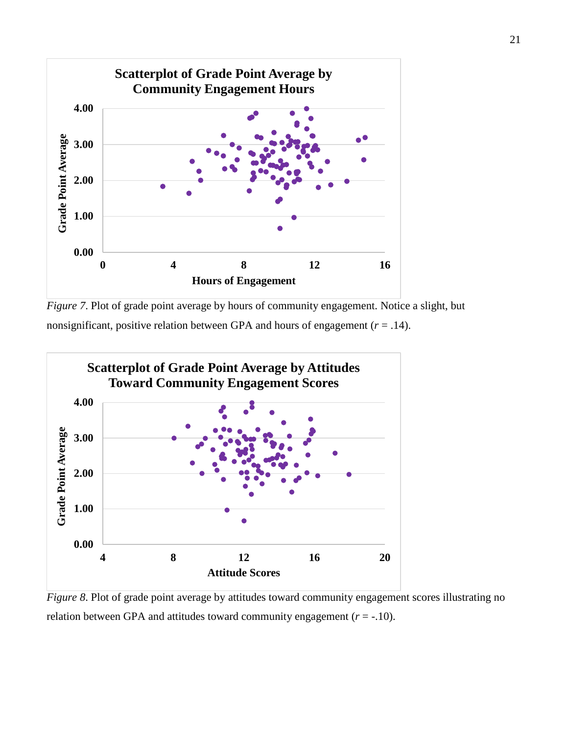*Figure 7*. Plot of grade point average by hours of community engagement. Notice a slight, but nonsignificant, positive relation between GPA and hours of engagement ($r$ = .14).

*Figure 8*. Plot of grade point average by attitudes toward community engagement scores illustrating no relation between GPA and attitudes toward community engagement ($r$ = -.10).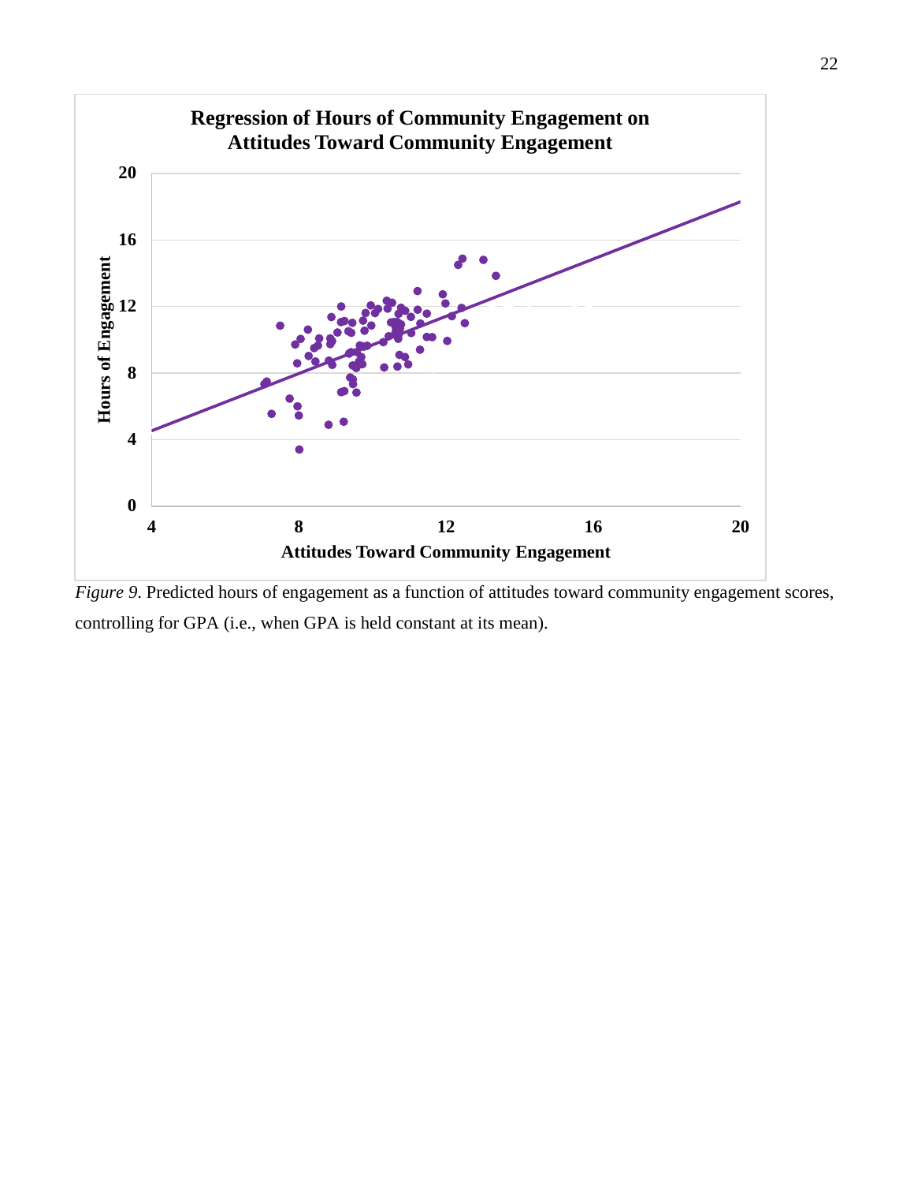*Figure 9*. Predicted hours of engagement as a function of attitudes toward community engagement scores, controlling for GPA (i.e., when GPA is held constant at its mean).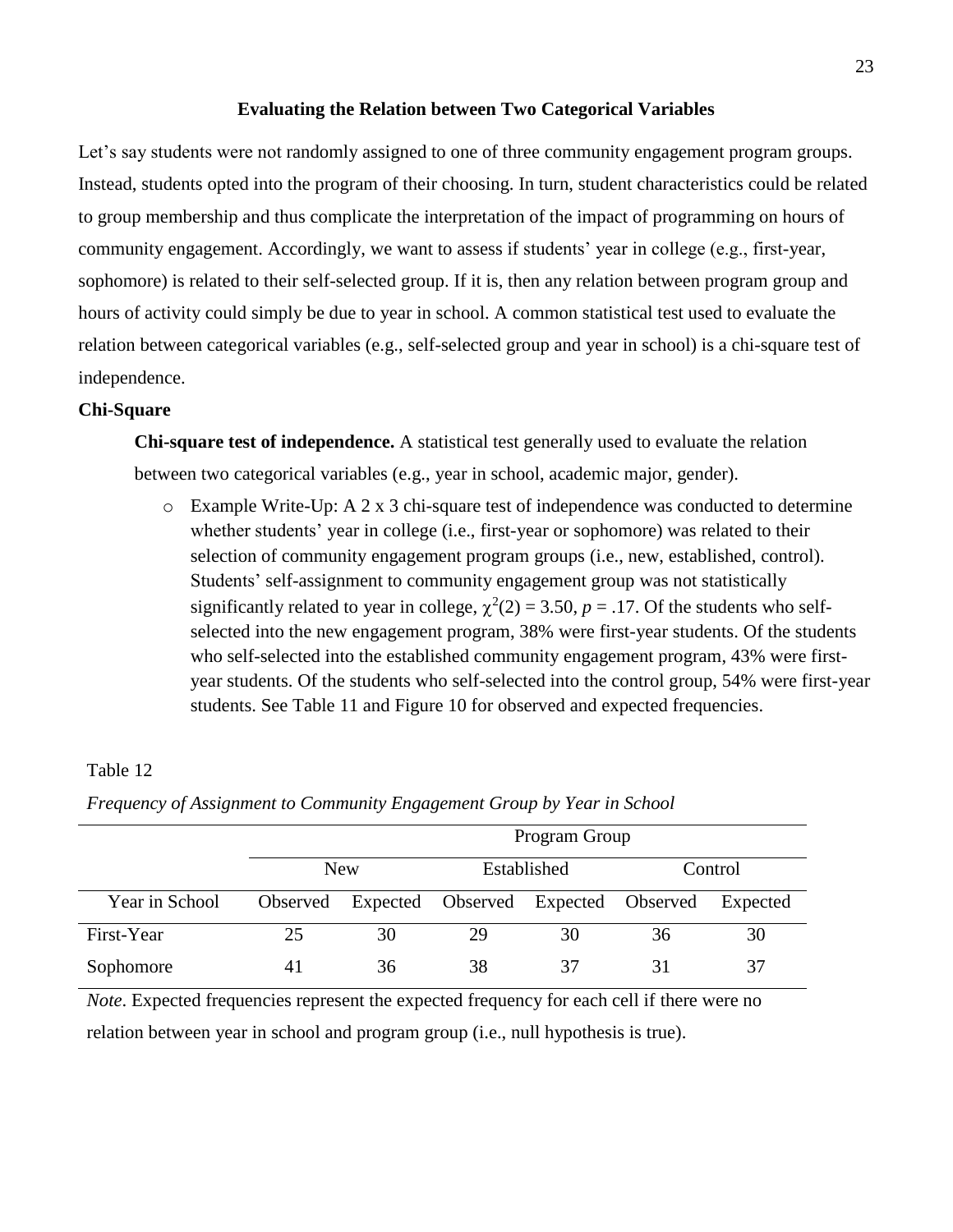## Evaluating the Relation between Two Categorical Variables

Let's say students were not randomly assigned to one of three community engagement program groups. Instead, students opted into the program of their choosing. In turn, student characteristics could be related to group membership and thus complicate the interpretation of the impact of programming on hours of community engagement. Accordingly, we want to assess if students' year in college (e.g., first-year, sophomore) is related to their self-selected group. If it is, then any relation between program group and hours of activity could simply be due to year in school. A common statistical test used to evaluate the relation between categorical variables (e.g., self-selected group and year in school) is a chi-square test of independence.

### Chi-Square

**Chi-square test of independence.** A statistical test generally used to evaluate the relation between two categorical variables (e.g., year in school, academic major, gender).

- Example Write-Up: A 2 x 3 chi-square test of independence was conducted to determine whether students' year in college (i.e., first-year or sophomore) was related to their selection of community engagement program groups (i.e., new, established, control). Students' self-assignment to community engagement group was not statistically significantly related to year in college, $\chi^2(2) = 3.50$, $p = .17$. Of the students who self-selected into the new engagement program, 38% were first-year students. Of the students who self-selected into the established community engagement program, 43% were first-year students. Of the students who self-selected into the control group, 54% were first-year students. See Table 11 and Figure 10 for observed and expected frequencies.

Table 12

*Frequency of Assignment to Community Engagement Group by Year in School*

| | Program Group | | | | | |
|---|---|---|---|---|---|---|
| | New | | Established | | Control | |
| Year in School | Observed | Expected | Observed | Expected | Observed | Expected |
| First-Year | 25 | 30 | 29 | 30 | 36 | 30 |
| Sophomore | 41 | 36 | 38 | 37 | 31 | 37 |

*Note*. Expected frequencies represent the expected frequency for each cell if there were no relation between year in school and program group (i.e., null hypothesis is true).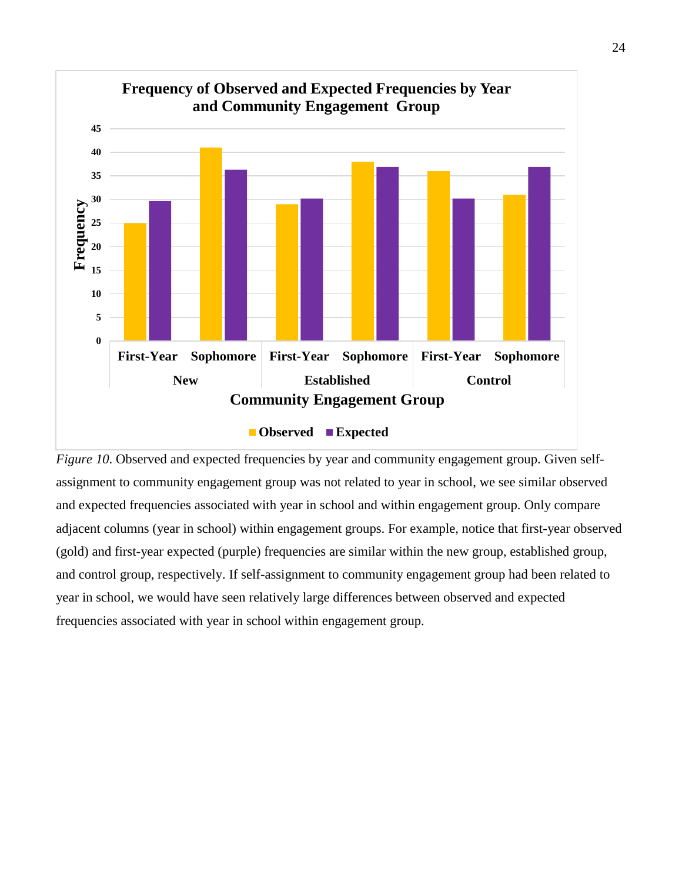*Figure 10*. Observed and expected frequencies by year and community engagement group. Given self-assignment to community engagement group was not related to year in school, we see similar observed and expected frequencies associated with year in school and within engagement group. Only compare adjacent columns (year in school) within engagement groups. For example, notice that first-year observed (gold) and first-year expected (purple) frequencies are similar within the new group, established group, and control group, respectively. If self-assignment to community engagement group had been related to year in school, we would have seen relatively large differences between observed and expected frequencies associated with year in school within engagement group.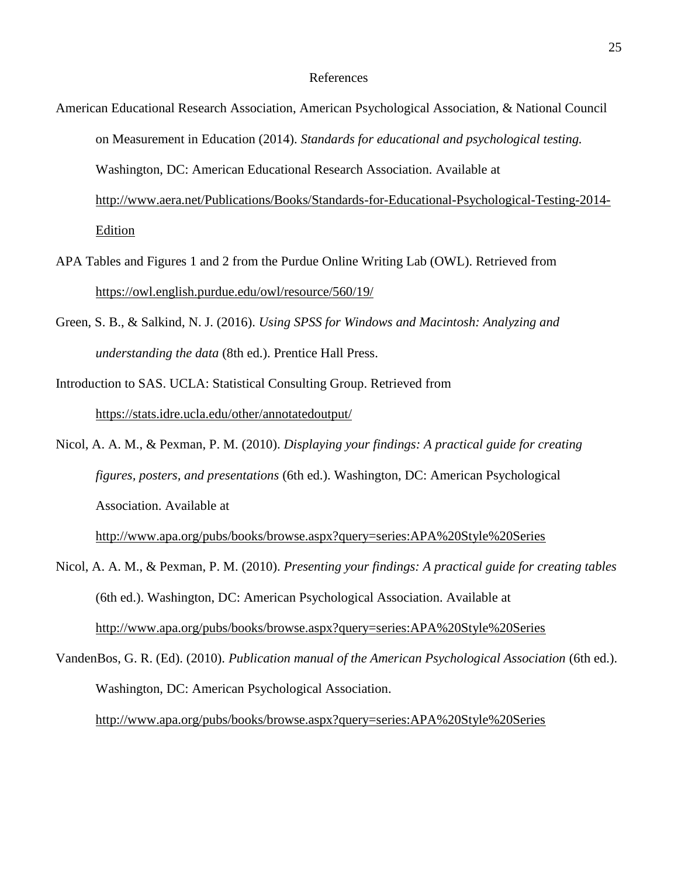# References

American Educational Research Association, American Psychological Association, & National Council on Measurement in Education (2014). *Standards for educational and psychological testing.* Washington, DC: American Educational Research Association. Available at http://www.aera.net/Publications/Books/Standards-for-Educational-Psychological-Testing-2014-Edition

APA Tables and Figures 1 and 2 from the Purdue Online Writing Lab (OWL). Retrieved from https://owl.english.purdue.edu/owl/resource/560/19/

Green, S. B., & Salkind, N. J. (2016). *Using SPSS for Windows and Macintosh: Analyzing and understanding the data* (8th ed.). Prentice Hall Press.

Introduction to SAS. UCLA: Statistical Consulting Group. Retrieved from https://stats.idre.ucla.edu/other/annotatedoutput/

Nicol, A. A. M., & Pexman, P. M. (2010). *Displaying your findings: A practical guide for creating figures, posters, and presentations* (6th ed.). Washington, DC: American Psychological Association. Available at http://www.apa.org/pubs/books/browse.aspx?query=series:APA%20Style%20Series

Nicol, A. A. M., & Pexman, P. M. (2010). *Presenting your findings: A practical guide for creating tables* (6th ed.). Washington, DC: American Psychological Association. Available at http://www.apa.org/pubs/books/browse.aspx?query=series:APA%20Style%20Series

VandenBos, G. R. (Ed). (2010). *Publication manual of the American Psychological Association* (6th ed.). Washington, DC: American Psychological Association. http://www.apa.org/pubs/books/browse.aspx?query=series:APA%20Style%20Series